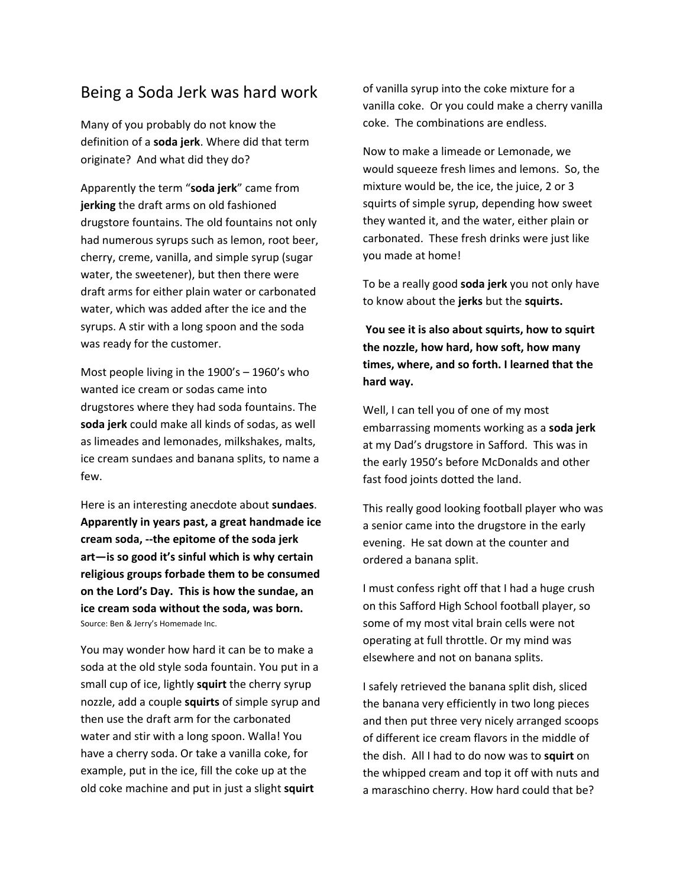# Being a Soda Jerk was hard work

Many of you probably do not know the definition of a **soda jerk**. Where did that term originate? And what did they do?

Apparently the term "**soda jerk**" came from **jerking** the draft arms on old fashioned drugstore fountains. The old fountains not only had numerous syrups such as lemon, root beer, cherry, creme, vanilla, and simple syrup (sugar water, the sweetener), but then there were draft arms for either plain water or carbonated water, which was added after the ice and the syrups. A stir with a long spoon and the soda was ready for the customer.

Most people living in the 1900's – 1960's who wanted ice cream or sodas came into drugstores where they had soda fountains. The **soda jerk** could make all kinds of sodas, as well as limeades and lemonades, milkshakes, malts, ice cream sundaes and banana splits, to name a few.

Here is an interesting anecdote about **sundaes**. **Apparently in years past, a great handmade ice cream soda, --the epitome of the soda jerk art—is so good it's sinful which is why certain religious groups forbade them to be consumed on the Lord's Day. This is how the sundae, an ice cream soda without the soda, was born.**

Source: Ben & Jerry's Homemade Inc.

You may wonder how hard it can be to make a soda at the old style soda fountain. You put in a small cup of ice, lightly **squirt** the cherry syrup nozzle, add a couple **squirts** of simple syrup and then use the draft arm for the carbonated water and stir with a long spoon. Walla! You have a cherry soda. Or take a vanilla coke, for example, put in the ice, fill the coke up at the old coke machine and put in just a slight **squirt** of vanilla syrup into the coke mixture for a vanilla coke. Or you could make a cherry vanilla coke. The combinations are endless.

Now to make a limeade or Lemonade, we would squeeze fresh limes and lemons. So, the mixture would be, the ice, the juice, 2 or 3 squirts of simple syrup, depending how sweet they wanted it, and the water, either plain or carbonated. These fresh drinks were just like you made at home!

To be a really good **soda jerk** you not only have to know about the **jerks** but the **squirts.**

**You see it is also about squirts, how to squirt the nozzle, how hard, how soft, how many times, where, and so forth. I learned that the hard way.**

Well, I can tell you of one of my most embarrassing moments working as a **soda jerk** at my Dad's drugstore in Safford. This was in the early 1950's before McDonalds and other fast food joints dotted the land.

This really good looking football player who was a senior came into the drugstore in the early evening. He sat down at the counter and ordered a banana split.

I must confess right off that I had a huge crush on this Safford High School football player, so some of my most vital brain cells were not operating at full throttle. Or my mind was elsewhere and not on banana splits.

I safely retrieved the banana split dish, sliced the banana very efficiently in two long pieces and then put three very nicely arranged scoops of different ice cream flavors in the middle of the dish. All I had to do now was to **squirt** on the whipped cream and top it off with nuts and a maraschino cherry. How hard could that be?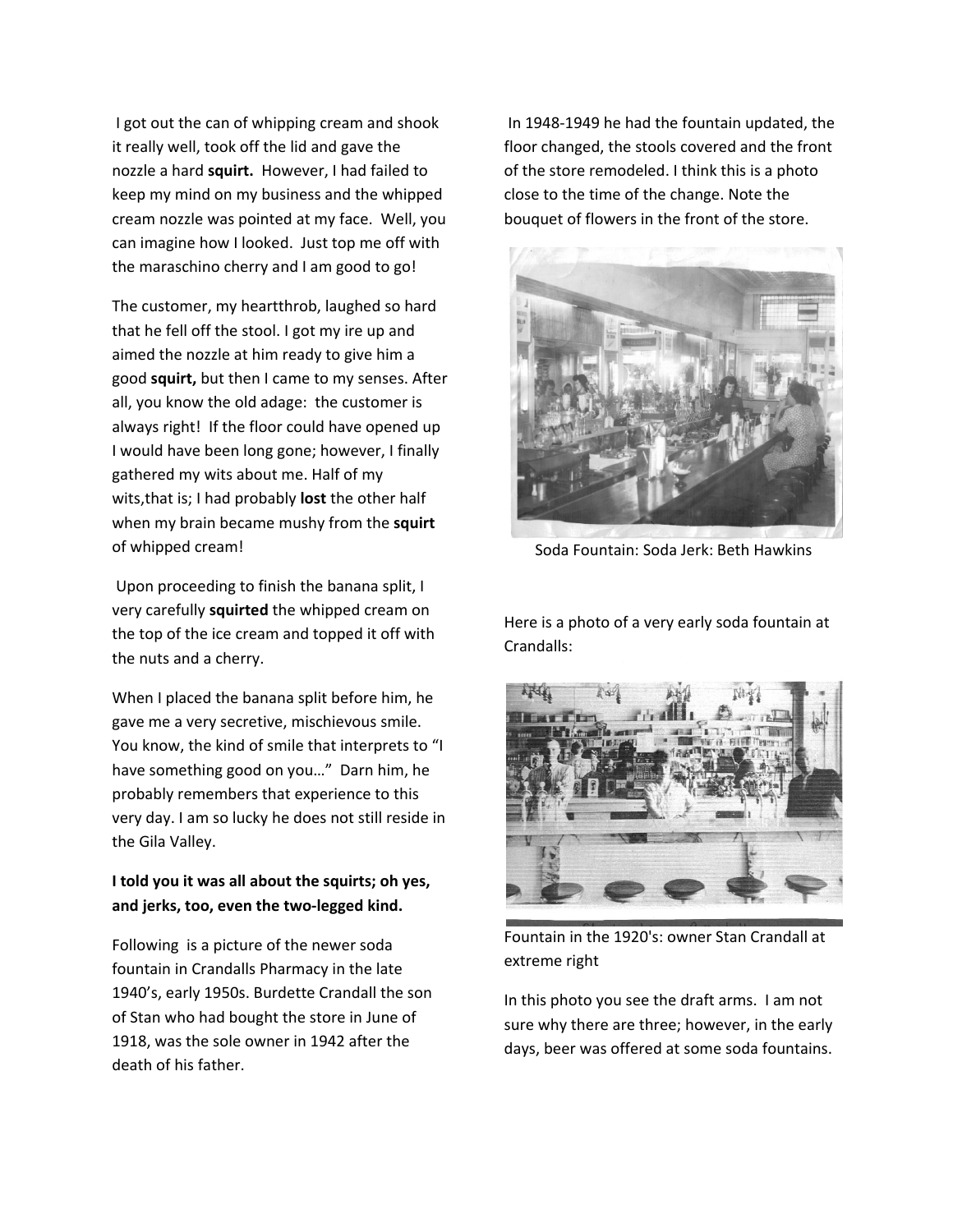I got out the can of whipping cream and shook it really well, took off the lid and gave the nozzle a hard **squirt.** However, I had failed to keep my mind on my business and the whipped cream nozzle was pointed at my face. Well, you can imagine how I looked. Just top me off with the maraschino cherry and I am good to go!

The customer, my heartthrob, laughed so hard that he fell off the stool. I got my ire up and aimed the nozzle at him ready to give him a good **squirt,** but then I came to my senses. After all, you know the old adage: the customer is always right! If the floor could have opened up I would have been long gone; however, I finally gathered my wits about me. Half of my wits,that is; I had probably **lost** the other half when my brain became mushy from the **squirt** of whipped cream!

Upon proceeding to finish the banana split, I very carefully **squirted** the whipped cream on the top of the ice cream and topped it off with the nuts and a cherry.

When I placed the banana split before him, he gave me a very secretive, mischievous smile. You know, the kind of smile that interprets to "I have something good on you…" Darn him, he probably remembers that experience to this very day. I am so lucky he does not still reside in the Gila Valley.

**I told you it was all about the squirts; oh yes, and jerks, too, even the two-legged kind.**

Following is a picture of the newer soda fountain in Crandalls Pharmacy in the late 1940's, early 1950s. Burdette Crandall the son of Stan who had bought the store in June of 1918, was the sole owner in 1942 after the death of his father.

In 1948-1949 he had the fountain updated, the floor changed, the stools covered and the front of the store remodeled. I think this is a photo close to the time of the change. Note the bouquet of flowers in the front of the store.

Soda Fountain: Soda Jerk: Beth Hawkins

Here is a photo of a very early soda fountain at Crandalls:

Fountain in the 1920's: owner Stan Crandall at extreme right

In this photo you see the draft arms. I am not sure why there are three; however, in the early days, beer was offered at some soda fountains.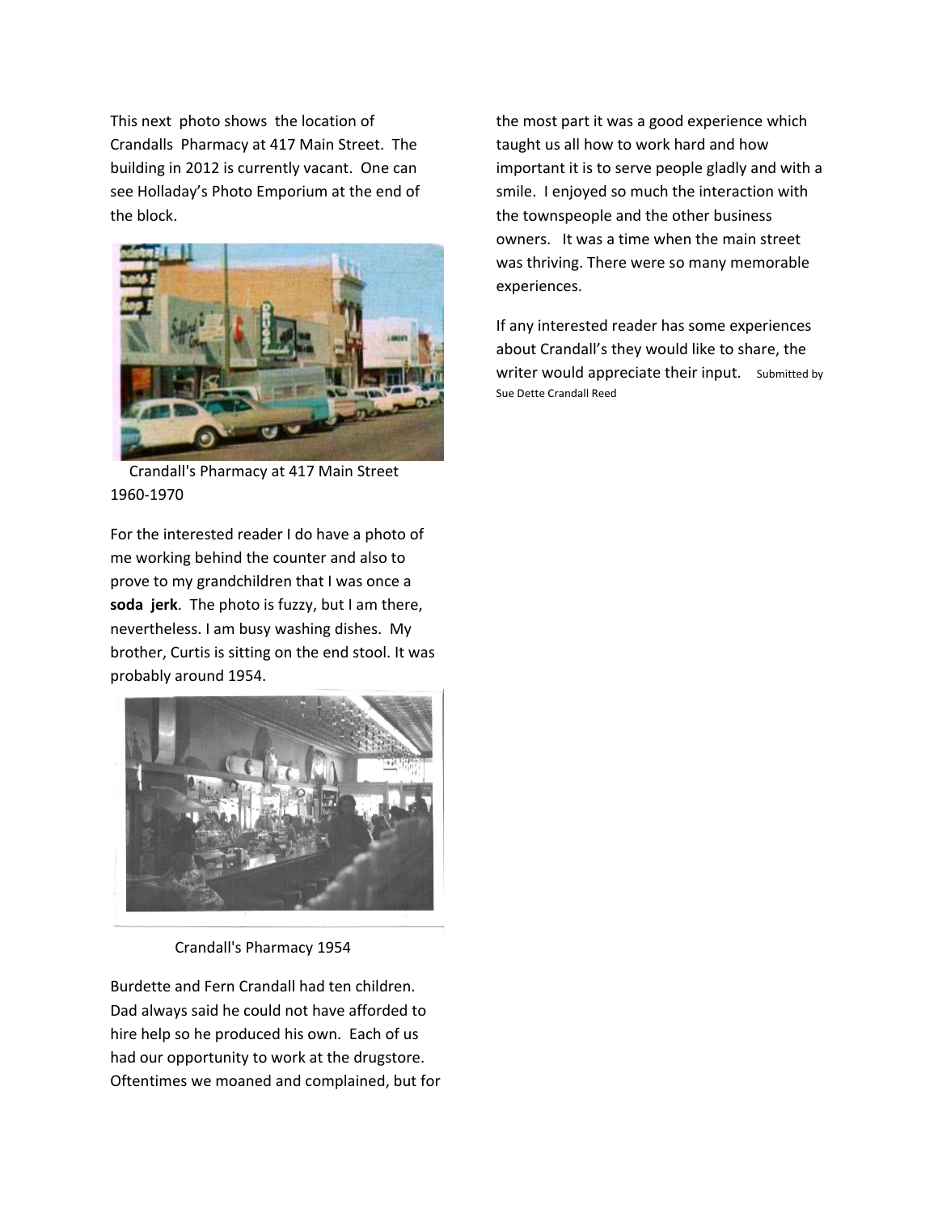This next photo shows the location of Crandalls Pharmacy at 417 Main Street. The building in 2012 is currently vacant. One can see Holladay's Photo Emporium at the end of the block.

Crandall's Pharmacy at 417 Main Street 1960-1970

For the interested reader I do have a photo of me working behind the counter and also to prove to my grandchildren that I was once a **soda jerk**. The photo is fuzzy, but I am there, nevertheless. I am busy washing dishes. My brother, Curtis is sitting on the end stool. It was probably around 1954.

Crandall's Pharmacy 1954

Burdette and Fern Crandall had ten children. Dad always said he could not have afforded to hire help so he produced his own. Each of us had our opportunity to work at the drugstore. Oftentimes we moaned and complained, but for the most part it was a good experience which taught us all how to work hard and how important it is to serve people gladly and with a smile. I enjoyed so much the interaction with the townspeople and the other business owners. It was a time when the main street was thriving. There were so many memorable experiences.

If any interested reader has some experiences about Crandall's they would like to share, the writer would appreciate their input. Submitted by Sue Dette Crandall Reed